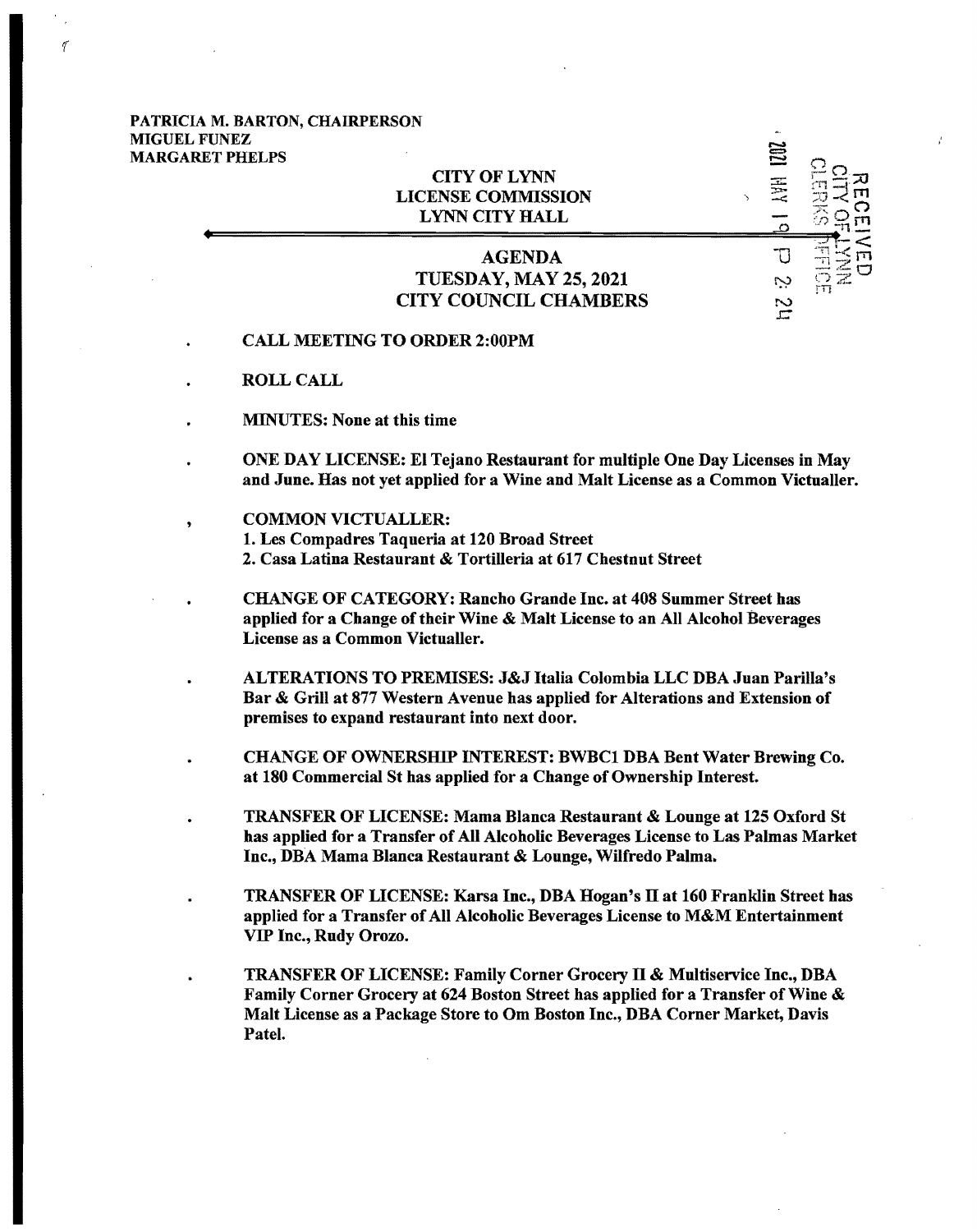PATRICIA M. BARTON, CHAIRPERSON
MIGUEL FUNEZ
MARGARET PHELPS

RECEIVED
CITY OF LYNN
CLERKS OFFICE
2021 MAY 19 P 2:24

# CITY OF LYNN
# LICENSE COMMISSION
# LYNN CITY HALL

## AGENDA
## TUESDAY, MAY 25, 2021
## CITY COUNCIL CHAMBERS

- **CALL MEETING TO ORDER 2:00PM**

- **ROLL CALL**

- **MINUTES: None at this time**

- **ONE DAY LICENSE: El Tejano Restaurant for multiple One Day Licenses in May and June. Has not yet applied for a Wine and Malt License as a Common Victualler.**

- **COMMON VICTUALLER:**
  **1. Les Compadres Taqueria at 120 Broad Street**
  **2. Casa Latina Restaurant & Tortilleria at 617 Chestnut Street**

- **CHANGE OF CATEGORY: Rancho Grande Inc. at 408 Summer Street has applied for a Change of their Wine & Malt License to an All Alcohol Beverages License as a Common Victualler.**

- **ALTERATIONS TO PREMISES: J&J Italia Colombia LLC DBA Juan Parilla's Bar & Grill at 877 Western Avenue has applied for Alterations and Extension of premises to expand restaurant into next door.**

- **CHANGE OF OWNERSHIP INTEREST: BWBC1 DBA Bent Water Brewing Co. at 180 Commercial St has applied for a Change of Ownership Interest.**

- **TRANSFER OF LICENSE: Mama Blanca Restaurant & Lounge at 125 Oxford St has applied for a Transfer of All Alcoholic Beverages License to Las Palmas Market Inc., DBA Mama Blanca Restaurant & Lounge, Wilfredo Palma.**

- **TRANSFER OF LICENSE: Karsa Inc., DBA Hogan's II at 160 Franklin Street has applied for a Transfer of All Alcoholic Beverages License to M&M Entertainment VIP Inc., Rudy Orozo.**

- **TRANSFER OF LICENSE: Family Corner Grocery II & Multiservice Inc., DBA Family Corner Grocery at 624 Boston Street has applied for a Transfer of Wine & Malt License as a Package Store to Om Boston Inc., DBA Corner Market, Davis Patel.**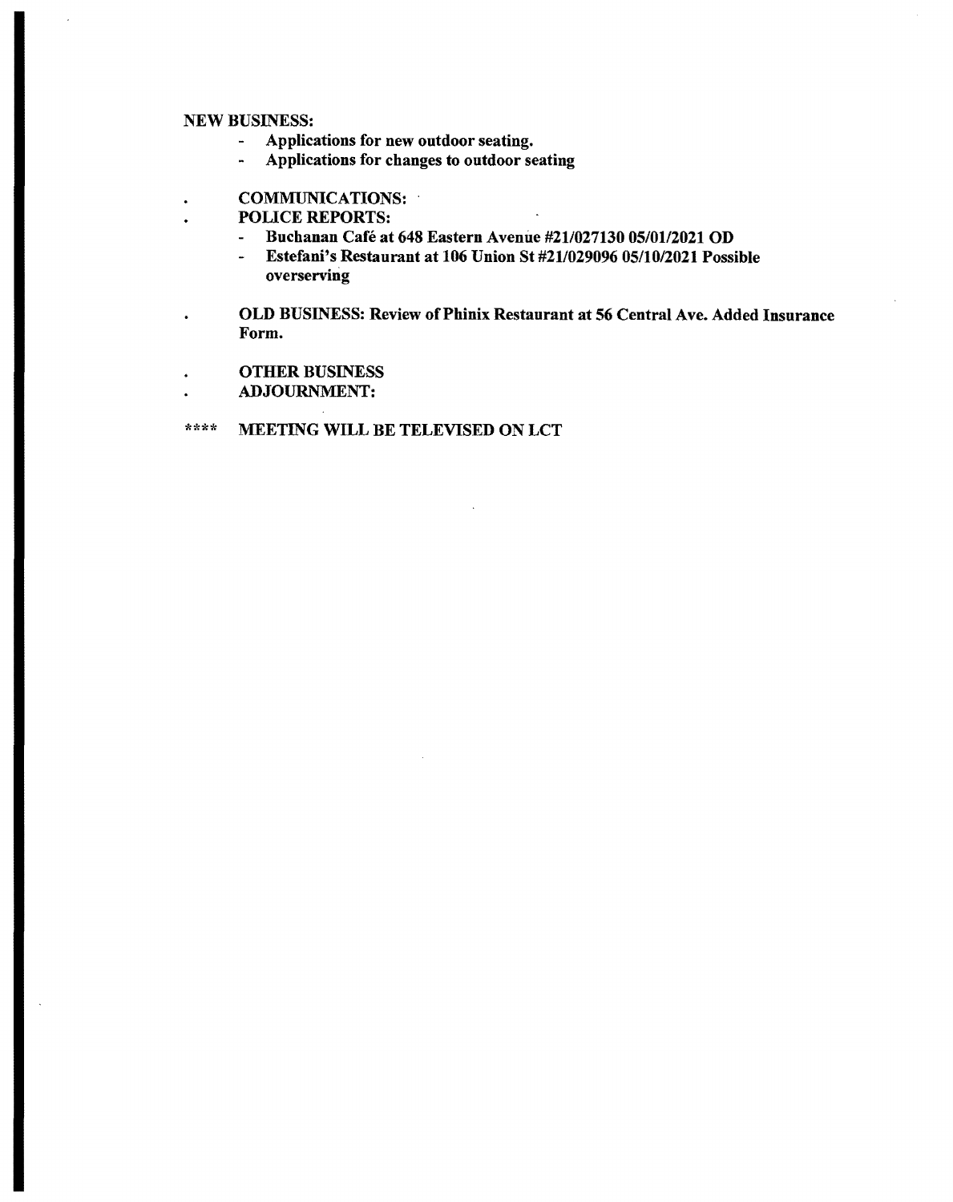**NEW BUSINESS:**

- **Applications for new outdoor seating.**
- **Applications for changes to outdoor seating**

- **COMMUNICATIONS:**
- **POLICE REPORTS:**
  - **Buchanan Café at 648 Eastern Avenue #21/027130 05/01/2021 OD**
  - **Estefani's Restaurant at 106 Union St #21/029096 05/10/2021 Possible overserving**

- **OLD BUSINESS: Review of Phinix Restaurant at 56 Central Ave. Added Insurance Form.**

- **OTHER BUSINESS**
- **ADJOURNMENT:**

**** **MEETING WILL BE TELEVISED ON LCT**